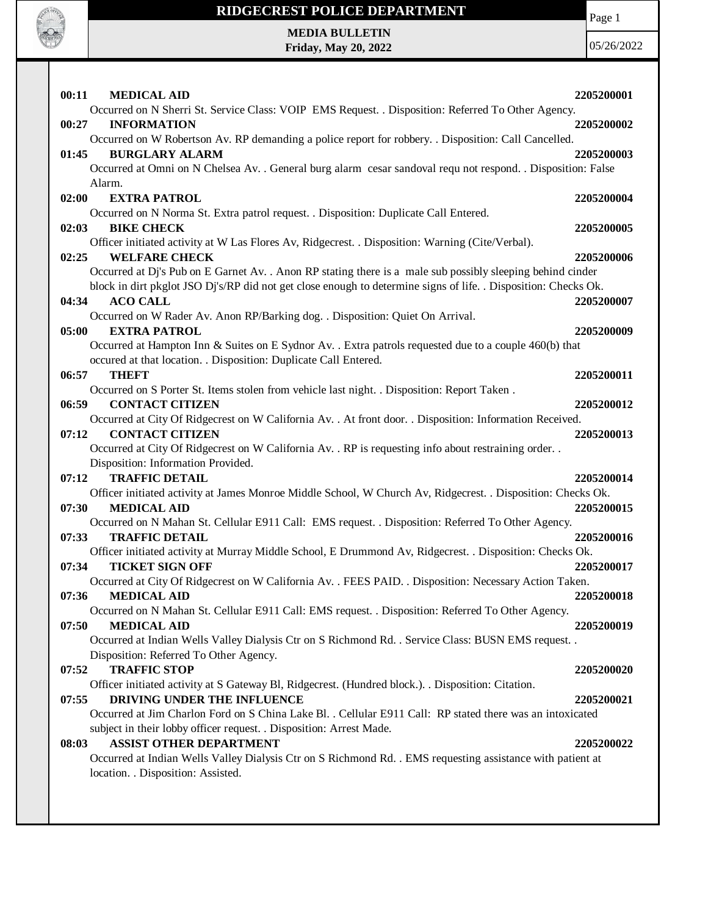# RIDGECREST POLICE DEPARTMENT

**MEDIA BULLETIN**
**Friday, May 20, 2022**

05/26/2022

**00:11 MEDICAL AID** **2205200001**
Occurred on N Sherri St. Service Class: VOIP EMS Request. . Disposition: Referred To Other Agency.

**00:27 INFORMATION** **2205200002**
Occurred on W Robertson Av. RP demanding a police report for robbery. . Disposition: Call Cancelled.

**01:45 BURGLARY ALARM** **2205200003**
Occurred at Omni on N Chelsea Av. . General burg alarm cesar sandoval requ not respond. . Disposition: False Alarm.

**02:00 EXTRA PATROL** **2205200004**
Occurred on N Norma St. Extra patrol request. . Disposition: Duplicate Call Entered.

**02:03 BIKE CHECK** **2205200005**
Officer initiated activity at W Las Flores Av, Ridgecrest. . Disposition: Warning (Cite/Verbal).

**02:25 WELFARE CHECK** **2205200006**
Occurred at Dj's Pub on E Garnet Av. . Anon RP stating there is a male sub possibly sleeping behind cinder block in dirt pkglot JSO Dj's/RP did not get close enough to determine signs of life. . Disposition: Checks Ok.

**04:34 ACO CALL** **2205200007**
Occurred on W Rader Av. Anon RP/Barking dog. . Disposition: Quiet On Arrival.

**05:00 EXTRA PATROL** **2205200009**
Occurred at Hampton Inn & Suites on E Sydnor Av. . Extra patrols requested due to a couple 460(b) that occured at that location. . Disposition: Duplicate Call Entered.

**06:57 THEFT** **2205200011**
Occurred on S Porter St. Items stolen from vehicle last night. . Disposition: Report Taken .

**06:59 CONTACT CITIZEN** **2205200012**
Occurred at City Of Ridgecrest on W California Av. . At front door. . Disposition: Information Received.

**07:12 CONTACT CITIZEN** **2205200013**
Occurred at City Of Ridgecrest on W California Av. . RP is requesting info about restraining order. . Disposition: Information Provided.

**07:12 TRAFFIC DETAIL** **2205200014**
Officer initiated activity at James Monroe Middle School, W Church Av, Ridgecrest. . Disposition: Checks Ok.

**07:30 MEDICAL AID** **2205200015**
Occurred on N Mahan St. Cellular E911 Call: EMS request. . Disposition: Referred To Other Agency.

**07:33 TRAFFIC DETAIL** **2205200016**
Officer initiated activity at Murray Middle School, E Drummond Av, Ridgecrest. . Disposition: Checks Ok.

**07:34 TICKET SIGN OFF** **2205200017**
Occurred at City Of Ridgecrest on W California Av. . FEES PAID. . Disposition: Necessary Action Taken.

**07:36 MEDICAL AID** **2205200018**
Occurred on N Mahan St. Cellular E911 Call: EMS request. . Disposition: Referred To Other Agency.

**07:50 MEDICAL AID** **2205200019**
Occurred at Indian Wells Valley Dialysis Ctr on S Richmond Rd. . Service Class: BUSN EMS request. . Disposition: Referred To Other Agency.

**07:52 TRAFFIC STOP** **2205200020**
Officer initiated activity at S Gateway Bl, Ridgecrest. (Hundred block.). . Disposition: Citation.

**07:55 DRIVING UNDER THE INFLUENCE** **2205200021**
Occurred at Jim Charlon Ford on S China Lake Bl. . Cellular E911 Call: RP stated there was an intoxicated subject in their lobby officer request. . Disposition: Arrest Made.

**08:03 ASSIST OTHER DEPARTMENT** **2205200022**
Occurred at Indian Wells Valley Dialysis Ctr on S Richmond Rd. . EMS requesting assistance with patient at location. . Disposition: Assisted.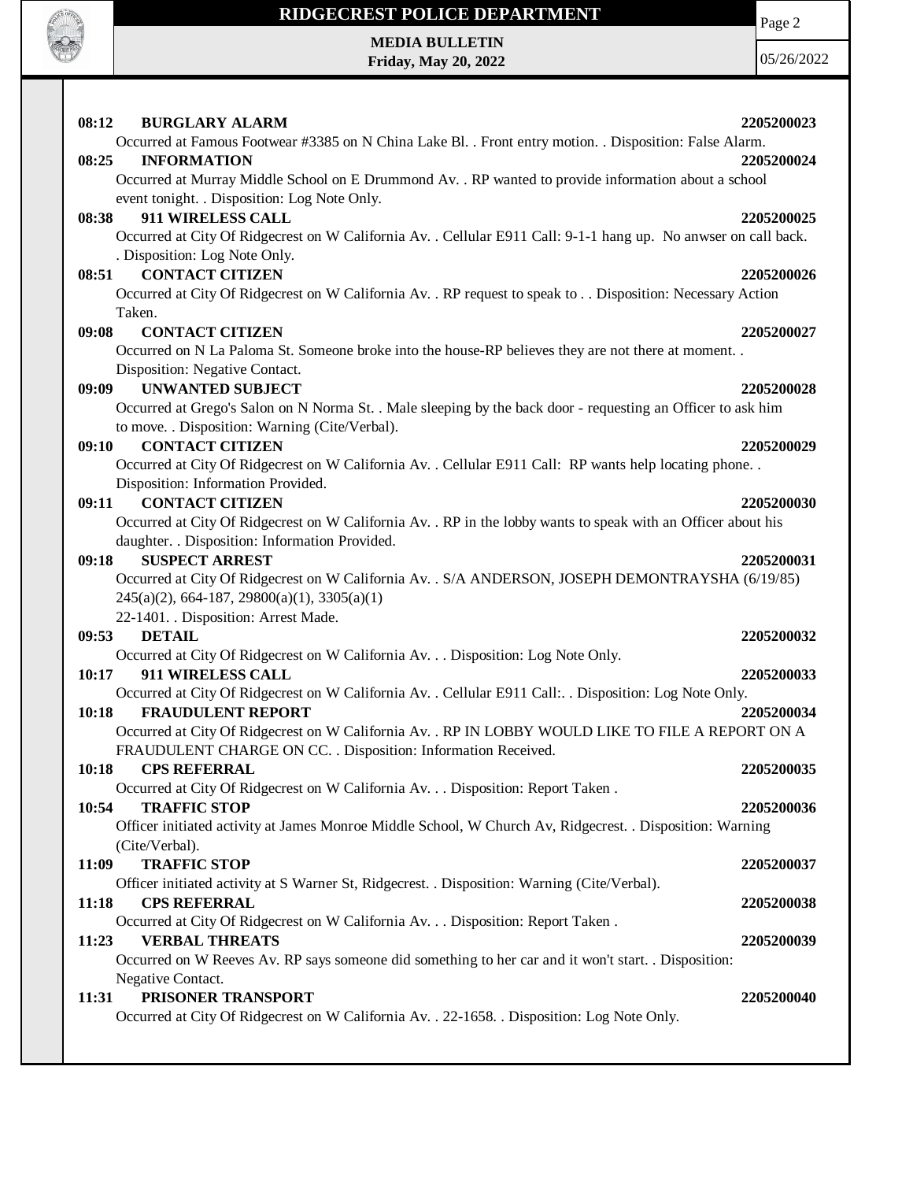**08:12 BURGLARY ALARM 2205200023**
Occurred at Famous Footwear #3385 on N China Lake Bl. . Front entry motion. . Disposition: False Alarm.

**08:25 INFORMATION 2205200024**
Occurred at Murray Middle School on E Drummond Av. . RP wanted to provide information about a school event tonight. . Disposition: Log Note Only.

**08:38 911 WIRELESS CALL 2205200025**
Occurred at City Of Ridgecrest on W California Av. . Cellular E911 Call: 9-1-1 hang up. No anwser on call back. . Disposition: Log Note Only.

**08:51 CONTACT CITIZEN 2205200026**
Occurred at City Of Ridgecrest on W California Av. . RP request to speak to . . Disposition: Necessary Action Taken.

**09:08 CONTACT CITIZEN 2205200027**
Occurred on N La Paloma St. Someone broke into the house-RP believes they are not there at moment. . Disposition: Negative Contact.

**09:09 UNWANTED SUBJECT 2205200028**
Occurred at Grego's Salon on N Norma St. . Male sleeping by the back door - requesting an Officer to ask him to move. . Disposition: Warning (Cite/Verbal).

**09:10 CONTACT CITIZEN 2205200029**
Occurred at City Of Ridgecrest on W California Av. . Cellular E911 Call: RP wants help locating phone. . Disposition: Information Provided.

**09:11 CONTACT CITIZEN 2205200030**
Occurred at City Of Ridgecrest on W California Av. . RP in the lobby wants to speak with an Officer about his daughter. . Disposition: Information Provided.

**09:18 SUSPECT ARREST 2205200031**
Occurred at City Of Ridgecrest on W California Av. . S/A ANDERSON, JOSEPH DEMONTRAYSHA (6/19/85) 245(a)(2), 664-187, 29800(a)(1), 3305(a)(1)
22-1401. . Disposition: Arrest Made.

**09:53 DETAIL 2205200032**
Occurred at City Of Ridgecrest on W California Av. . . Disposition: Log Note Only.

**10:17 911 WIRELESS CALL 2205200033**
Occurred at City Of Ridgecrest on W California Av. . Cellular E911 Call:. . Disposition: Log Note Only.

**10:18 FRAUDULENT REPORT 2205200034**
Occurred at City Of Ridgecrest on W California Av. . RP IN LOBBY WOULD LIKE TO FILE A REPORT ON A FRAUDULENT CHARGE ON CC. . Disposition: Information Received.

**10:18 CPS REFERRAL 2205200035**
Occurred at City Of Ridgecrest on W California Av. . . Disposition: Report Taken .

**10:54 TRAFFIC STOP 2205200036**
Officer initiated activity at James Monroe Middle School, W Church Av, Ridgecrest. . Disposition: Warning (Cite/Verbal).

**11:09 TRAFFIC STOP 2205200037**
Officer initiated activity at S Warner St, Ridgecrest. . Disposition: Warning (Cite/Verbal).

**11:18 CPS REFERRAL 2205200038**
Occurred at City Of Ridgecrest on W California Av. . . Disposition: Report Taken .

**11:23 VERBAL THREATS 2205200039**
Occurred on W Reeves Av. RP says someone did something to her car and it won't start. . Disposition: Negative Contact.

**11:31 PRISONER TRANSPORT 2205200040**
Occurred at City Of Ridgecrest on W California Av. . 22-1658. . Disposition: Log Note Only.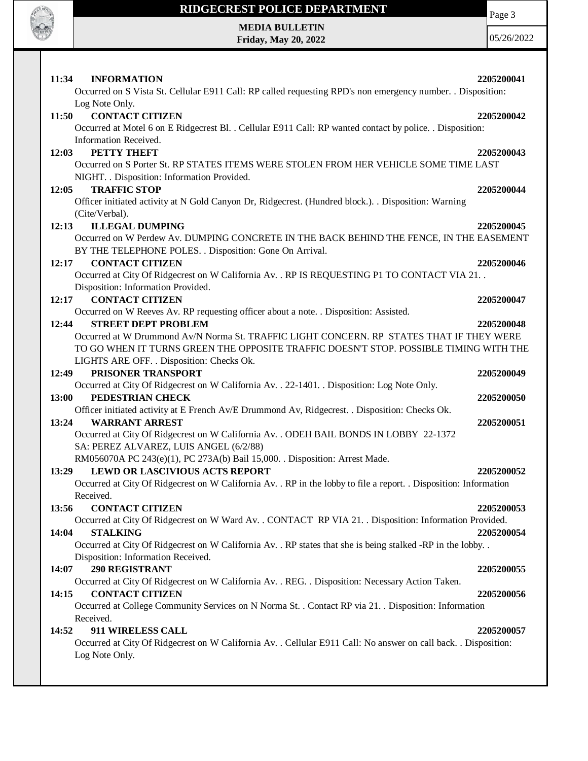**11:34 INFORMATION** **2205200041**
Occurred on S Vista St. Cellular E911 Call: RP called requesting RPD's non emergency number. . Disposition: Log Note Only.

**11:50 CONTACT CITIZEN** **2205200042**
Occurred at Motel 6 on E Ridgecrest Bl. . Cellular E911 Call: RP wanted contact by police. . Disposition: Information Received.

**12:03 PETTY THEFT** **2205200043**
Occurred on S Porter St. RP STATES ITEMS WERE STOLEN FROM HER VEHICLE SOME TIME LAST NIGHT. . Disposition: Information Provided.

**12:05 TRAFFIC STOP** **2205200044**
Officer initiated activity at N Gold Canyon Dr, Ridgecrest. (Hundred block.). . Disposition: Warning (Cite/Verbal).

**12:13 ILLEGAL DUMPING** **2205200045**
Occurred on W Perdew Av. DUMPING CONCRETE IN THE BACK BEHIND THE FENCE, IN THE EASEMENT BY THE TELEPHONE POLES. . Disposition: Gone On Arrival.

**12:17 CONTACT CITIZEN** **2205200046**
Occurred at City Of Ridgecrest on W California Av. . RP IS REQUESTING P1 TO CONTACT VIA 21. . Disposition: Information Provided.

**12:17 CONTACT CITIZEN** **2205200047**
Occurred on W Reeves Av. RP requesting officer about a note. . Disposition: Assisted.

**12:44 STREET DEPT PROBLEM** **2205200048**
Occurred at W Drummond Av/N Norma St. TRAFFIC LIGHT CONCERN. RP STATES THAT IF THEY WERE TO GO WHEN IT TURNS GREEN THE OPPOSITE TRAFFIC DOESN'T STOP. POSSIBLE TIMING WITH THE LIGHTS ARE OFF. . Disposition: Checks Ok.

**12:49 PRISONER TRANSPORT** **2205200049**
Occurred at City Of Ridgecrest on W California Av. . 22-1401. . Disposition: Log Note Only.

**13:00 PEDESTRIAN CHECK** **2205200050**
Officer initiated activity at E French Av/E Drummond Av, Ridgecrest. . Disposition: Checks Ok.

**13:24 WARRANT ARREST** **2205200051**
Occurred at City Of Ridgecrest on W California Av. . ODEH BAIL BONDS IN LOBBY 22-1372
SA: PEREZ ALVAREZ, LUIS ANGEL (6/2/88)
RM056070A PC 243(e)(1), PC 273A(b) Bail 15,000. . Disposition: Arrest Made.

**13:29 LEWD OR LASCIVIOUS ACTS REPORT** **2205200052**
Occurred at City Of Ridgecrest on W California Av. . RP in the lobby to file a report. . Disposition: Information Received.

**13:56 CONTACT CITIZEN** **2205200053**
Occurred at City Of Ridgecrest on W Ward Av. . CONTACT RP VIA 21. . Disposition: Information Provided.

**14:04 STALKING** **2205200054**
Occurred at City Of Ridgecrest on W California Av. . RP states that she is being stalked -RP in the lobby. . Disposition: Information Received.

**14:07 290 REGISTRANT** **2205200055**
Occurred at City Of Ridgecrest on W California Av. . REG. . Disposition: Necessary Action Taken.

**14:15 CONTACT CITIZEN** **2205200056**
Occurred at College Community Services on N Norma St. . Contact RP via 21. . Disposition: Information Received.

**14:52 911 WIRELESS CALL** **2205200057**
Occurred at City Of Ridgecrest on W California Av. . Cellular E911 Call: No answer on call back. . Disposition: Log Note Only.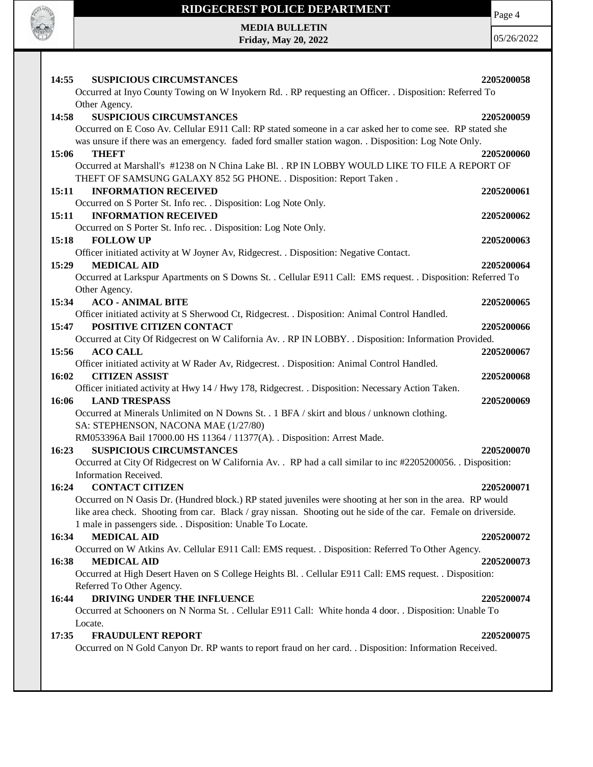**14:55 SUSPICIOUS CIRCUMSTANCES** **2205200058**

Occurred at Inyo County Towing on W Inyokern Rd. . RP requesting an Officer. . Disposition: Referred To Other Agency.

**14:58 SUSPICIOUS CIRCUMSTANCES** **2205200059**

Occurred on E Coso Av. Cellular E911 Call: RP stated someone in a car asked her to come see. RP stated she was unsure if there was an emergency. faded ford smaller station wagon. . Disposition: Log Note Only.

**15:06 THEFT** **2205200060**

Occurred at Marshall's #1238 on N China Lake Bl. . RP IN LOBBY WOULD LIKE TO FILE A REPORT OF THEFT OF SAMSUNG GALAXY 852 5G PHONE. . Disposition: Report Taken .

**15:11 INFORMATION RECEIVED** **2205200061**

Occurred on S Porter St. Info rec. . Disposition: Log Note Only.

**15:11 INFORMATION RECEIVED** **2205200062**

Occurred on S Porter St. Info rec. . Disposition: Log Note Only.

**15:18 FOLLOW UP** **2205200063**

Officer initiated activity at W Joyner Av, Ridgecrest. . Disposition: Negative Contact.

**15:29 MEDICAL AID** **2205200064**

Occurred at Larkspur Apartments on S Downs St. . Cellular E911 Call: EMS request. . Disposition: Referred To Other Agency.

**15:34 ACO - ANIMAL BITE** **2205200065**

Officer initiated activity at S Sherwood Ct, Ridgecrest. . Disposition: Animal Control Handled.

**15:47 POSITIVE CITIZEN CONTACT** **2205200066**

Occurred at City Of Ridgecrest on W California Av. . RP IN LOBBY. . Disposition: Information Provided.

**15:56 ACO CALL** **2205200067**

Officer initiated activity at W Rader Av, Ridgecrest. . Disposition: Animal Control Handled.

**16:02 CITIZEN ASSIST** **2205200068**

Officer initiated activity at Hwy 14 / Hwy 178, Ridgecrest. . Disposition: Necessary Action Taken.

**16:06 LAND TRESPASS** **2205200069**

Occurred at Minerals Unlimited on N Downs St. . 1 BFA / skirt and blous / unknown clothing.
SA: STEPHENSON, NACONA MAE (1/27/80)
RM053396A Bail 17000.00 HS 11364 / 11377(A). . Disposition: Arrest Made.

**16:23 SUSPICIOUS CIRCUMSTANCES** **2205200070**

Occurred at City Of Ridgecrest on W California Av. . RP had a call similar to inc #2205200056. . Disposition: Information Received.

**16:24 CONTACT CITIZEN** **2205200071**

Occurred on N Oasis Dr. (Hundred block.) RP stated juveniles were shooting at her son in the area. RP would like area check. Shooting from car. Black / gray nissan. Shooting out he side of the car. Female on driverside. 1 male in passengers side. . Disposition: Unable To Locate.

**16:34 MEDICAL AID** **2205200072**

Occurred on W Atkins Av. Cellular E911 Call: EMS request. . Disposition: Referred To Other Agency.

**16:38 MEDICAL AID** **2205200073**

Occurred at High Desert Haven on S College Heights Bl. . Cellular E911 Call: EMS request. . Disposition: Referred To Other Agency.

**16:44 DRIVING UNDER THE INFLUENCE** **2205200074**

Occurred at Schooners on N Norma St. . Cellular E911 Call: White honda 4 door. . Disposition: Unable To Locate.

**17:35 FRAUDULENT REPORT** **2205200075**

Occurred on N Gold Canyon Dr. RP wants to report fraud on her card. . Disposition: Information Received.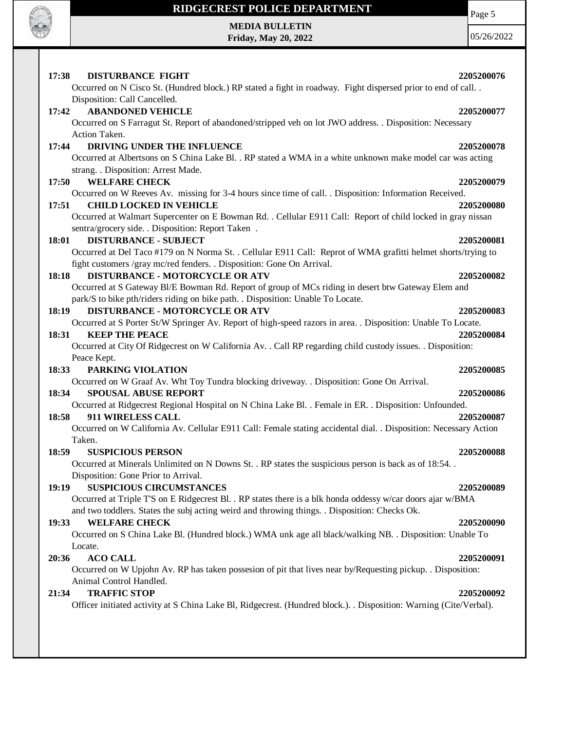**17:38 DISTURBANCE FIGHT** **2205200076**
Occurred on N Cisco St. (Hundred block.) RP stated a fight in roadway. Fight dispersed prior to end of call. . Disposition: Call Cancelled.

**17:42 ABANDONED VEHICLE** **2205200077**
Occurred on S Farragut St. Report of abandoned/stripped veh on lot JWO address. . Disposition: Necessary Action Taken.

**17:44 DRIVING UNDER THE INFLUENCE** **2205200078**
Occurred at Albertsons on S China Lake Bl. . RP stated a WMA in a white unknown make model car was acting strang. . Disposition: Arrest Made.

**17:50 WELFARE CHECK** **2205200079**
Occurred on W Reeves Av. missing for 3-4 hours since time of call. . Disposition: Information Received.

**17:51 CHILD LOCKED IN VEHICLE** **2205200080**
Occurred at Walmart Supercenter on E Bowman Rd. . Cellular E911 Call: Report of child locked in gray nissan sentra/grocery side. . Disposition: Report Taken .

**18:01 DISTURBANCE - SUBJECT** **2205200081**
Occurred at Del Taco #179 on N Norma St. . Cellular E911 Call: Reprot of WMA grafitti helmet shorts/trying to fight customers /gray mc/red fenders. . Disposition: Gone On Arrival.

**18:18 DISTURBANCE - MOTORCYCLE OR ATV** **2205200082**
Occurred at S Gateway Bl/E Bowman Rd. Report of group of MCs riding in desert btw Gateway Elem and park/S to bike pth/riders riding on bike path. . Disposition: Unable To Locate.

**18:19 DISTURBANCE - MOTORCYCLE OR ATV** **2205200083**
Occurred at S Porter St/W Springer Av. Report of high-speed razors in area. . Disposition: Unable To Locate.

**18:31 KEEP THE PEACE** **2205200084**
Occurred at City Of Ridgecrest on W California Av. . Call RP regarding child custody issues. . Disposition: Peace Kept.

**18:33 PARKING VIOLATION** **2205200085**
Occurred on W Graaf Av. Wht Toy Tundra blocking driveway. . Disposition: Gone On Arrival.

**18:34 SPOUSAL ABUSE REPORT** **2205200086**
Occurred at Ridgecrest Regional Hospital on N China Lake Bl. . Female in ER. . Disposition: Unfounded.

**18:58 911 WIRELESS CALL** **2205200087**
Occurred on W California Av. Cellular E911 Call: Female stating accidental dial. . Disposition: Necessary Action Taken.

**18:59 SUSPICIOUS PERSON** **2205200088**
Occurred at Minerals Unlimited on N Downs St. . RP states the suspicious person is back as of 18:54. . Disposition: Gone Prior to Arrival.

**19:19 SUSPICIOUS CIRCUMSTANCES** **2205200089**
Occurred at Triple T'S on E Ridgecrest Bl. . RP states there is a blk honda oddessy w/car doors ajar w/BMA and two toddlers. States the subj acting weird and throwing things. . Disposition: Checks Ok.

**19:33 WELFARE CHECK** **2205200090**
Occurred on S China Lake Bl. (Hundred block.) WMA unk age all black/walking NB. . Disposition: Unable To Locate.

**20:36 ACO CALL** **2205200091**
Occurred on W Upjohn Av. RP has taken possesion of pit that lives near by/Requesting pickup. . Disposition: Animal Control Handled.

**21:34 TRAFFIC STOP** **2205200092**
Officer initiated activity at S China Lake Bl, Ridgecrest. (Hundred block.). . Disposition: Warning (Cite/Verbal).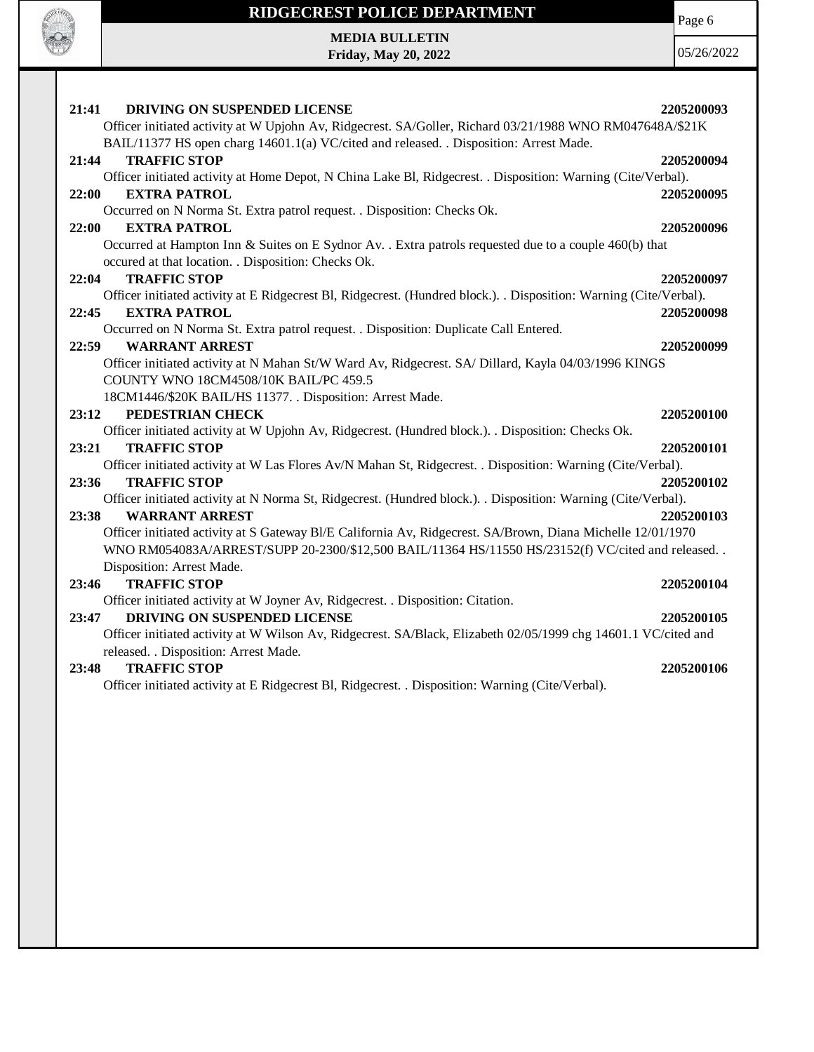**21:41 DRIVING ON SUSPENDED LICENSE 2205200093**

Officer initiated activity at W Upjohn Av, Ridgecrest. SA/Goller, Richard 03/21/1988 WNO RM047648A/$21K BAIL/11377 HS open charg 14601.1(a) VC/cited and released. . Disposition: Arrest Made.

**21:44 TRAFFIC STOP 2205200094**

Officer initiated activity at Home Depot, N China Lake Bl, Ridgecrest. . Disposition: Warning (Cite/Verbal).

**22:00 EXTRA PATROL 2205200095**

Occurred on N Norma St. Extra patrol request. . Disposition: Checks Ok.

**22:00 EXTRA PATROL 2205200096**

Occurred at Hampton Inn & Suites on E Sydnor Av. . Extra patrols requested due to a couple 460(b) that occured at that location. . Disposition: Checks Ok.

**22:04 TRAFFIC STOP 2205200097**

Officer initiated activity at E Ridgecrest Bl, Ridgecrest. (Hundred block.). . Disposition: Warning (Cite/Verbal).

**22:45 EXTRA PATROL 2205200098**

Occurred on N Norma St. Extra patrol request. . Disposition: Duplicate Call Entered.

**22:59 WARRANT ARREST 2205200099**

Officer initiated activity at N Mahan St/W Ward Av, Ridgecrest. SA/ Dillard, Kayla 04/03/1996 KINGS COUNTY WNO 18CM4508/10K BAIL/PC 459.5
18CM1446/$20K BAIL/HS 11377. . Disposition: Arrest Made.

**23:12 PEDESTRIAN CHECK 2205200100**

Officer initiated activity at W Upjohn Av, Ridgecrest. (Hundred block.). . Disposition: Checks Ok.

**23:21 TRAFFIC STOP 2205200101**

Officer initiated activity at W Las Flores Av/N Mahan St, Ridgecrest. . Disposition: Warning (Cite/Verbal).

**23:36 TRAFFIC STOP 2205200102**

Officer initiated activity at N Norma St, Ridgecrest. (Hundred block.). . Disposition: Warning (Cite/Verbal).

**23:38 WARRANT ARREST 2205200103**

Officer initiated activity at S Gateway Bl/E California Av, Ridgecrest. SA/Brown, Diana Michelle 12/01/1970 WNO RM054083A/ARREST/SUPP 20-2300/$12,500 BAIL/11364 HS/11550 HS/23152(f) VC/cited and released. . Disposition: Arrest Made.

**23:46 TRAFFIC STOP 2205200104**

Officer initiated activity at W Joyner Av, Ridgecrest. . Disposition: Citation.

**23:47 DRIVING ON SUSPENDED LICENSE 2205200105**

Officer initiated activity at W Wilson Av, Ridgecrest. SA/Black, Elizabeth 02/05/1999 chg 14601.1 VC/cited and released. . Disposition: Arrest Made.

**23:48 TRAFFIC STOP 2205200106**

Officer initiated activity at E Ridgecrest Bl, Ridgecrest. . Disposition: Warning (Cite/Verbal).